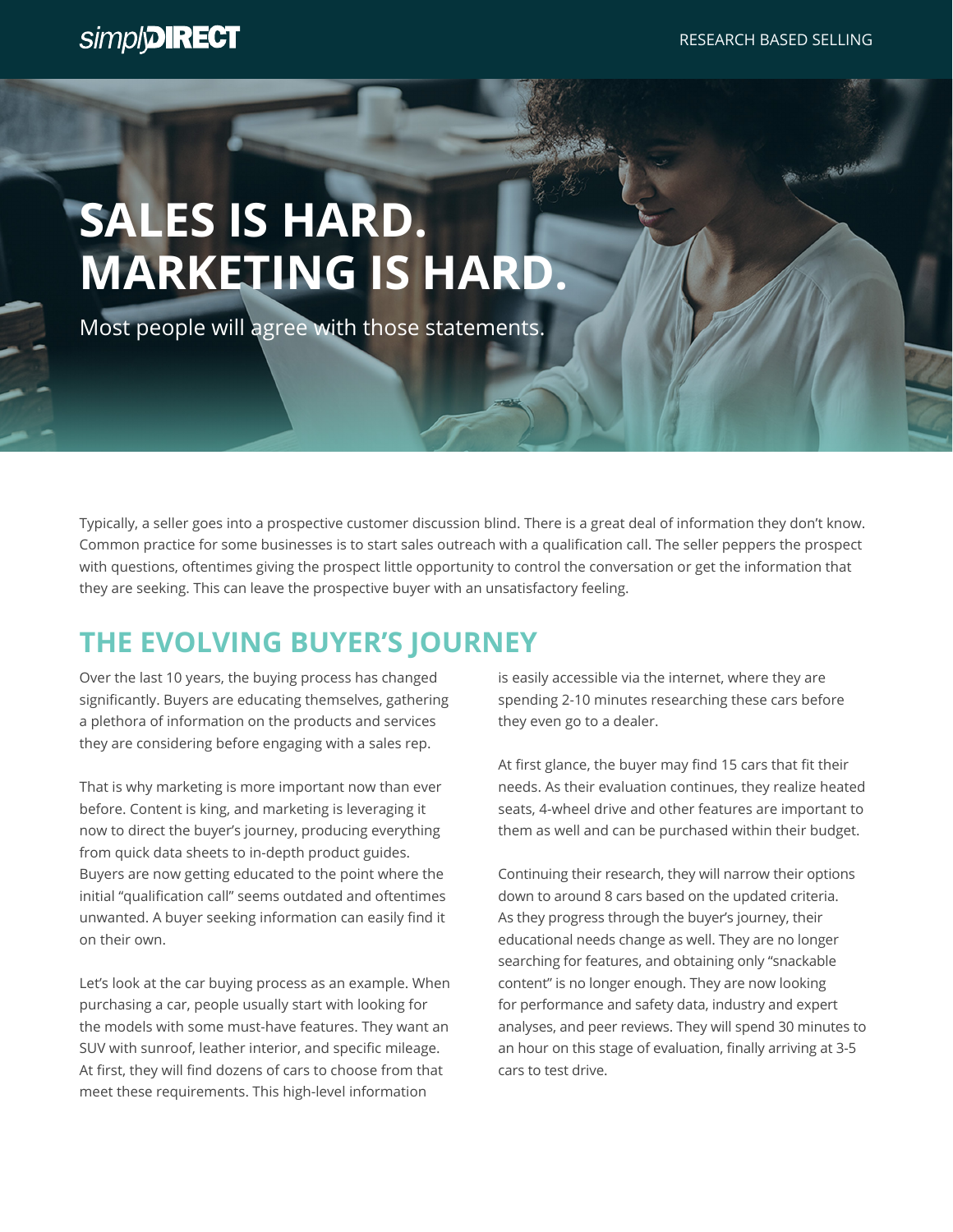# SALES IS HARD. MARKETING IS HARD.

Most people will agree with those statements.

Typically, a seller goes into a prospective customer discussion blind. There is a great deal of information they don't know. Common practice for some businesses is to start sales outreach with a qualification call. The seller peppers the prospect with questions, oftentimes giving the prospect little opportunity to control the conversation or get the information that they are seeking. This can leave the prospective buyer with an unsatisfactory feeling.

## THE EVOLVING BUYER'S JOURNEY

Over the last 10 years, the buying process has changed significantly. Buyers are educating themselves, gathering a plethora of information on the products and services they are considering before engaging with a sales rep.

That is why marketing is more important now than ever before. Content is king, and marketing is leveraging it now to direct the buyer's journey, producing everything from quick data sheets to in-depth product guides. Buyers are now getting educated to the point where the initial "qualification call" seems outdated and oftentimes unwanted. A buyer seeking information can easily find it on their own.

Let's look at the car buying process as an example. When purchasing a car, people usually start with looking for the models with some must-have features. They want an SUV with sunroof, leather interior, and specific mileage. At first, they will find dozens of cars to choose from that meet these requirements. This high-level information is easily accessible via the internet, where they are spending 2-10 minutes researching these cars before they even go to a dealer.

At first glance, the buyer may find 15 cars that fit their needs. As their evaluation continues, they realize heated seats, 4-wheel drive and other features are important to them as well and can be purchased within their budget.

Continuing their research, they will narrow their options down to around 8 cars based on the updated criteria. As they progress through the buyer's journey, their educational needs change as well. They are no longer searching for features, and obtaining only "snackable content" is no longer enough. They are now looking for performance and safety data, industry and expert analyses, and peer reviews. They will spend 30 minutes to an hour on this stage of evaluation, finally arriving at 3-5 cars to test drive.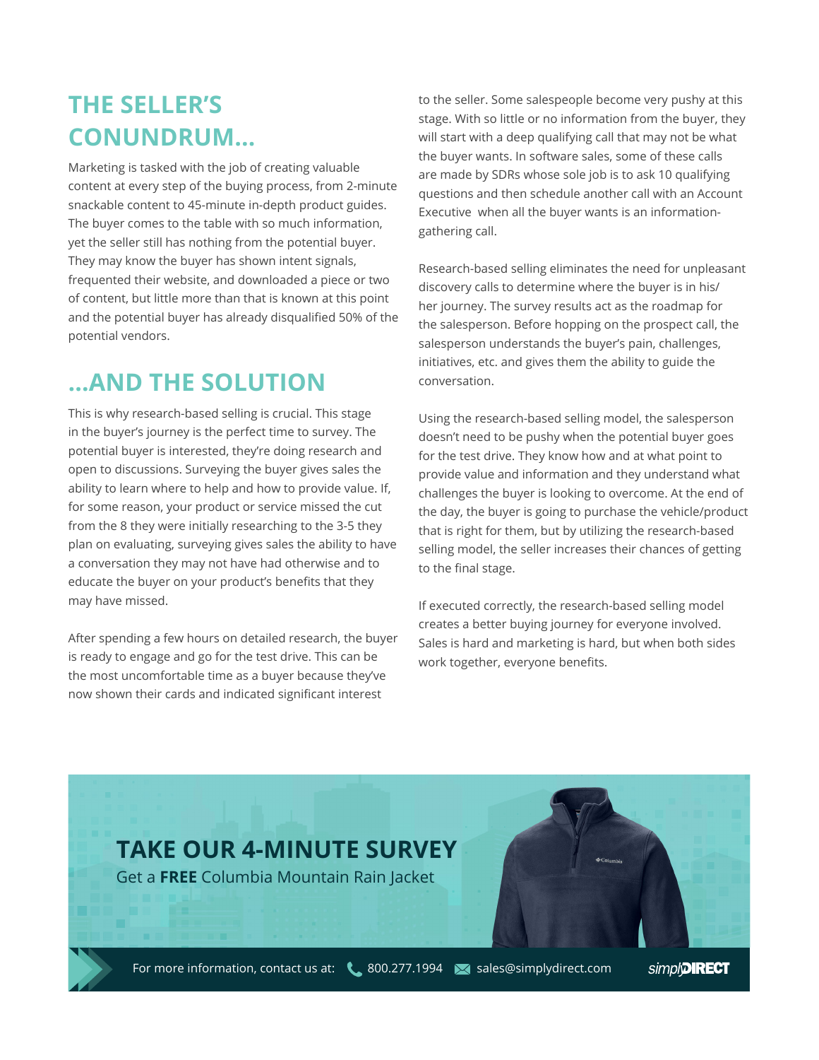## THE SELLER'S CONUNDRUM...

Marketing is tasked with the job of creating valuable content at every step of the buying process, from 2-minute snackable content to 45-minute in-depth product guides. The buyer comes to the table with so much information, yet the seller still has nothing from the potential buyer. They may know the buyer has shown intent signals, frequented their website, and downloaded a piece or two of content, but little more than that is known at this point and the potential buyer has already disqualified 50% of the potential vendors.

## ...AND THE SOLUTION

This is why research-based selling is crucial. This stage in the buyer's journey is the perfect time to survey. The potential buyer is interested, they're doing research and open to discussions. Surveying the buyer gives sales the ability to learn where to help and how to provide value. If, for some reason, your product or service missed the cut from the 8 they were initially researching to the 3-5 they plan on evaluating, surveying gives sales the ability to have a conversation they may not have had otherwise and to educate the buyer on your product's benefits that they may have missed.

After spending a few hours on detailed research, the buyer is ready to engage and go for the test drive. This can be the most uncomfortable time as a buyer because they've now shown their cards and indicated significant interest to the seller. Some salespeople become very pushy at this stage. With so little or no information from the buyer, they will start with a deep qualifying call that may not be what the buyer wants. In software sales, some of these calls are made by SDRs whose sole job is to ask 10 qualifying questions and then schedule another call with an Account Executive when all the buyer wants is an information-gathering call.

Research-based selling eliminates the need for unpleasant discovery calls to determine where the buyer is in his/her journey. The survey results act as the roadmap for the salesperson. Before hopping on the prospect call, the salesperson understands the buyer's pain, challenges, initiatives, etc. and gives them the ability to guide the conversation.

Using the research-based selling model, the salesperson doesn't need to be pushy when the potential buyer goes for the test drive. They know how and at what point to provide value and information and they understand what challenges the buyer is looking to overcome. At the end of the day, the buyer is going to purchase the vehicle/product that is right for them, but by utilizing the research-based selling model, the seller increases their chances of getting to the final stage.

If executed correctly, the research-based selling model creates a better buying journey for everyone involved. Sales is hard and marketing is hard, but when both sides work together, everyone benefits.

## TAKE OUR 4-MINUTE SURVEY

Get a **FREE** Columbia Mountain Rain Jacket

For more information, contact us at: 800.277.1994 sales@simplydirect.com

simplyDIRECT